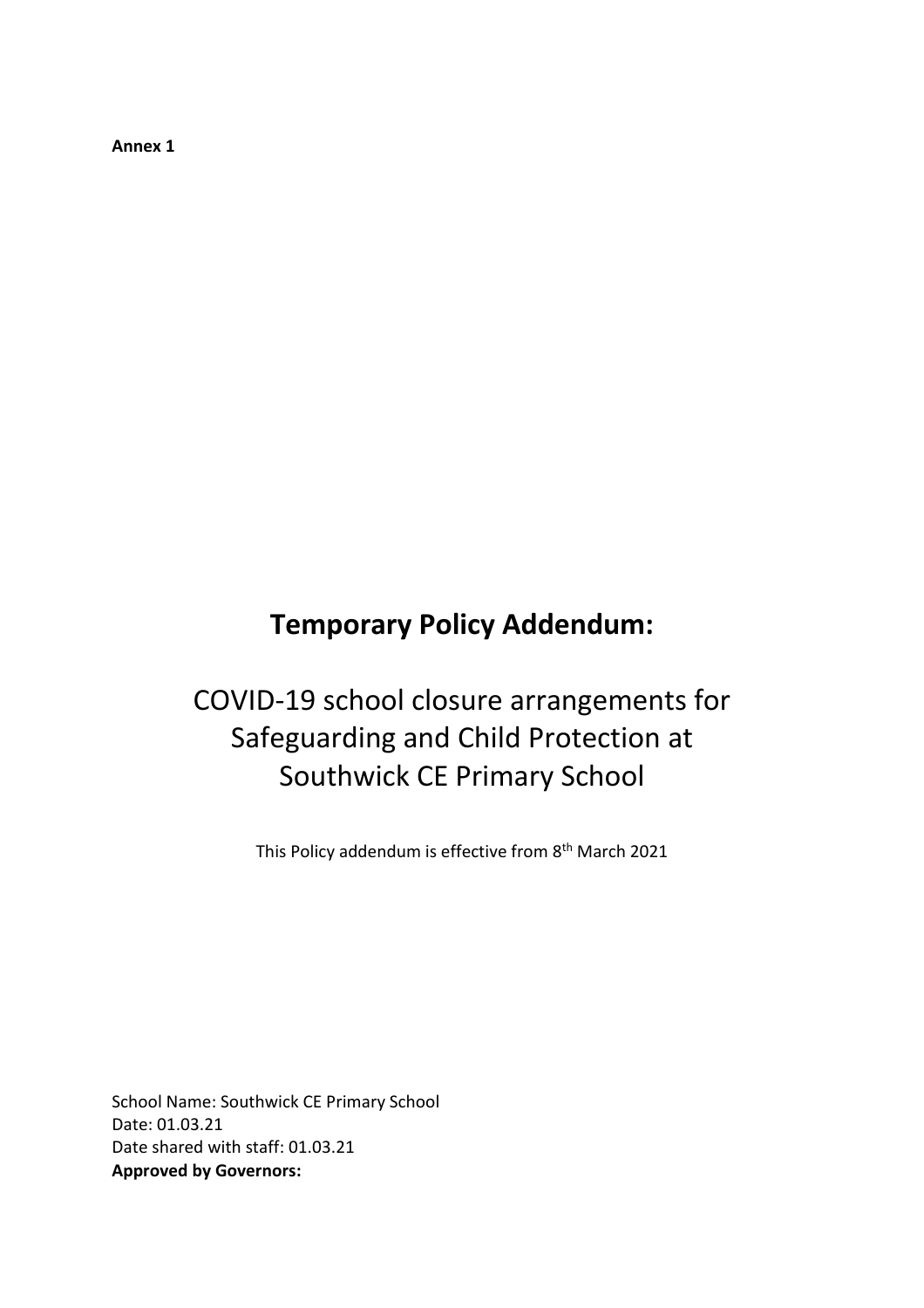**Annex 1**

# Temporary Policy Addendum:

## COVID-19 school closure arrangements for Safeguarding and Child Protection at Southwick CE Primary School

This Policy addendum is effective from 8th March 2021

School Name: Southwick CE Primary School
Date: 01.03.21
Date shared with staff: 01.03.21
**Approved by Governors:**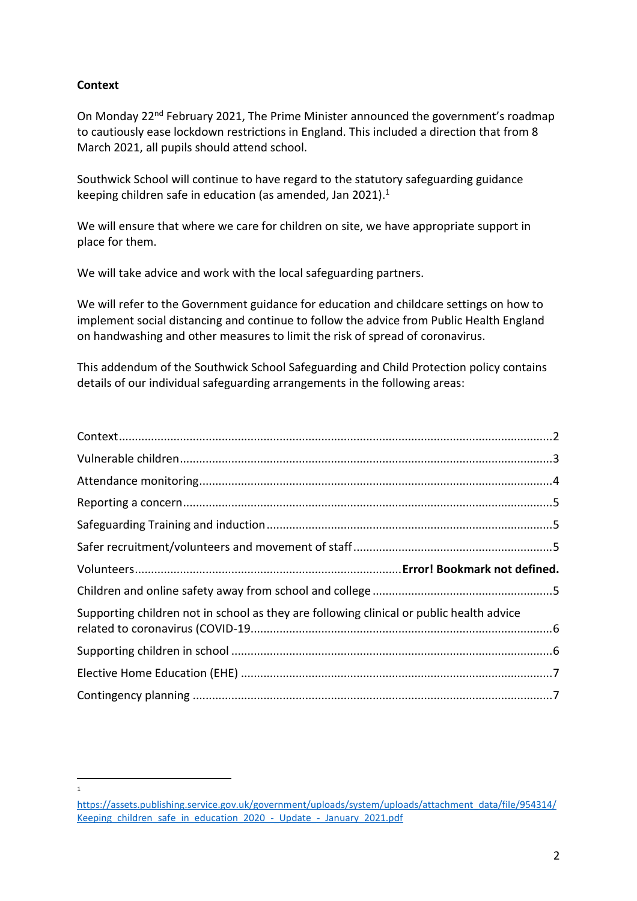**Context**

On Monday 22nd February 2021, The Prime Minister announced the government's roadmap to cautiously ease lockdown restrictions in England. This included a direction that from 8 March 2021, all pupils should attend school.

Southwick School will continue to have regard to the statutory safeguarding guidance keeping children safe in education (as amended, Jan 2021).[1]

We will ensure that where we care for children on site, we have appropriate support in place for them.

We will take advice and work with the local safeguarding partners.

We will refer to the Government guidance for education and childcare settings on how to implement social distancing and continue to follow the advice from Public Health England on handwashing and other measures to limit the risk of spread of coronavirus.

This addendum of the Southwick School Safeguarding and Child Protection policy contains details of our individual safeguarding arrangements in the following areas:

Context........................................................................................................................2
Vulnerable children.......................................................................................................3
Attendance monitoring..................................................................................................4
Reporting a concern......................................................................................................5
Safeguarding Training and induction............................................................................5
Safer recruitment/volunteers and movement of staff....................................................5
Volunteers..................................................................**Error! Bookmark not defined.**
Children and online safety away from school and college............................................5
Supporting children not in school as they are following clinical or public health advice related to coronavirus (COVID-19...................................................................................6
Supporting children in school........................................................................................6
Elective Home Education (EHE)...................................................................................7
Contingency planning....................................................................................................7

---

[1] https://assets.publishing.service.gov.uk/government/uploads/system/uploads/attachment_data/file/954314/Keeping_children_safe_in_education_2020_-_Update_-_January_2021.pdf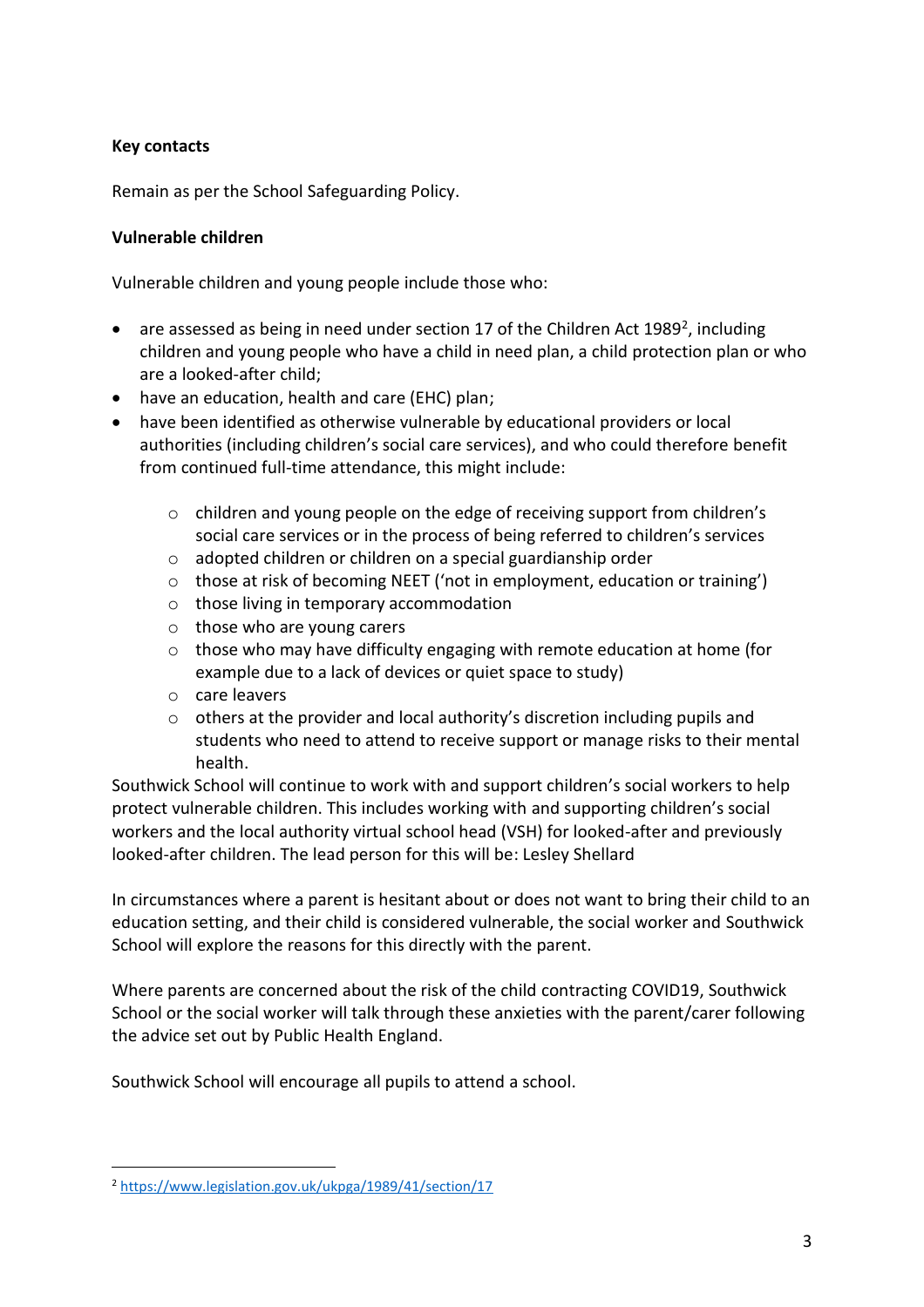**Key contacts**

Remain as per the School Safeguarding Policy.

**Vulnerable children**

Vulnerable children and young people include those who:

- are assessed as being in need under section 17 of the Children Act 1989[2], including children and young people who have a child in need plan, a child protection plan or who are a looked-after child;
- have an education, health and care (EHC) plan;
- have been identified as otherwise vulnerable by educational providers or local authorities (including children's social care services), and who could therefore benefit from continued full-time attendance, this might include:
    - children and young people on the edge of receiving support from children's social care services or in the process of being referred to children's services
    - adopted children or children on a special guardianship order
    - those at risk of becoming NEET ('not in employment, education or training')
    - those living in temporary accommodation
    - those who are young carers
    - those who may have difficulty engaging with remote education at home (for example due to a lack of devices or quiet space to study)
    - care leavers
    - others at the provider and local authority's discretion including pupils and students who need to attend to receive support or manage risks to their mental health.

Southwick School will continue to work with and support children's social workers to help protect vulnerable children. This includes working with and supporting children's social workers and the local authority virtual school head (VSH) for looked-after and previously looked-after children. The lead person for this will be: Lesley Shellard

In circumstances where a parent is hesitant about or does not want to bring their child to an education setting, and their child is considered vulnerable, the social worker and Southwick School will explore the reasons for this directly with the parent.

Where parents are concerned about the risk of the child contracting COVID19, Southwick School or the social worker will talk through these anxieties with the parent/carer following the advice set out by Public Health England.

Southwick School will encourage all pupils to attend a school.

---

[2] https://www.legislation.gov.uk/ukpga/1989/41/section/17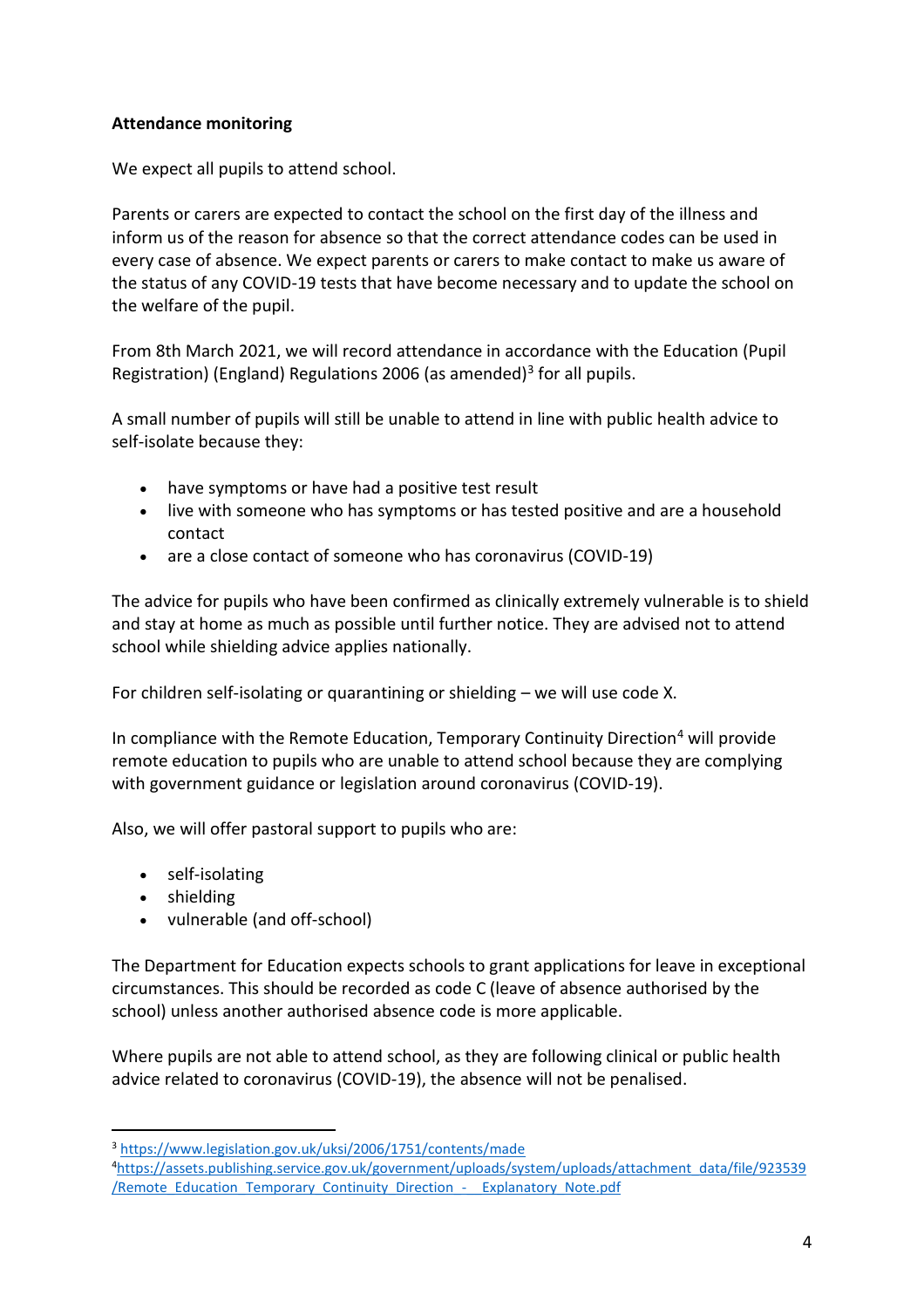**Attendance monitoring**

We expect all pupils to attend school.

Parents or carers are expected to contact the school on the first day of the illness and inform us of the reason for absence so that the correct attendance codes can be used in every case of absence. We expect parents or carers to make contact to make us aware of the status of any COVID-19 tests that have become necessary and to update the school on the welfare of the pupil.

From 8th March 2021, we will record attendance in accordance with the Education (Pupil Registration) (England) Regulations 2006 (as amended)[3] for all pupils.

A small number of pupils will still be unable to attend in line with public health advice to self-isolate because they:

- have symptoms or have had a positive test result
- live with someone who has symptoms or has tested positive and are a household contact
- are a close contact of someone who has coronavirus (COVID-19)

The advice for pupils who have been confirmed as clinically extremely vulnerable is to shield and stay at home as much as possible until further notice. They are advised not to attend school while shielding advice applies nationally.

For children self-isolating or quarantining or shielding – we will use code X.

In compliance with the Remote Education, Temporary Continuity Direction[4] will provide remote education to pupils who are unable to attend school because they are complying with government guidance or legislation around coronavirus (COVID-19).

Also, we will offer pastoral support to pupils who are:

- self-isolating
- shielding
- vulnerable (and off-school)

The Department for Education expects schools to grant applications for leave in exceptional circumstances. This should be recorded as code C (leave of absence authorised by the school) unless another authorised absence code is more applicable.

Where pupils are not able to attend school, as they are following clinical or public health advice related to coronavirus (COVID-19), the absence will not be penalised.

---

[3] https://www.legislation.gov.uk/uksi/2006/1751/contents/made

[4] https://assets.publishing.service.gov.uk/government/uploads/system/uploads/attachment_data/file/923539/Remote_Education_Temporary_Continuity_Direction_-__Explanatory_Note.pdf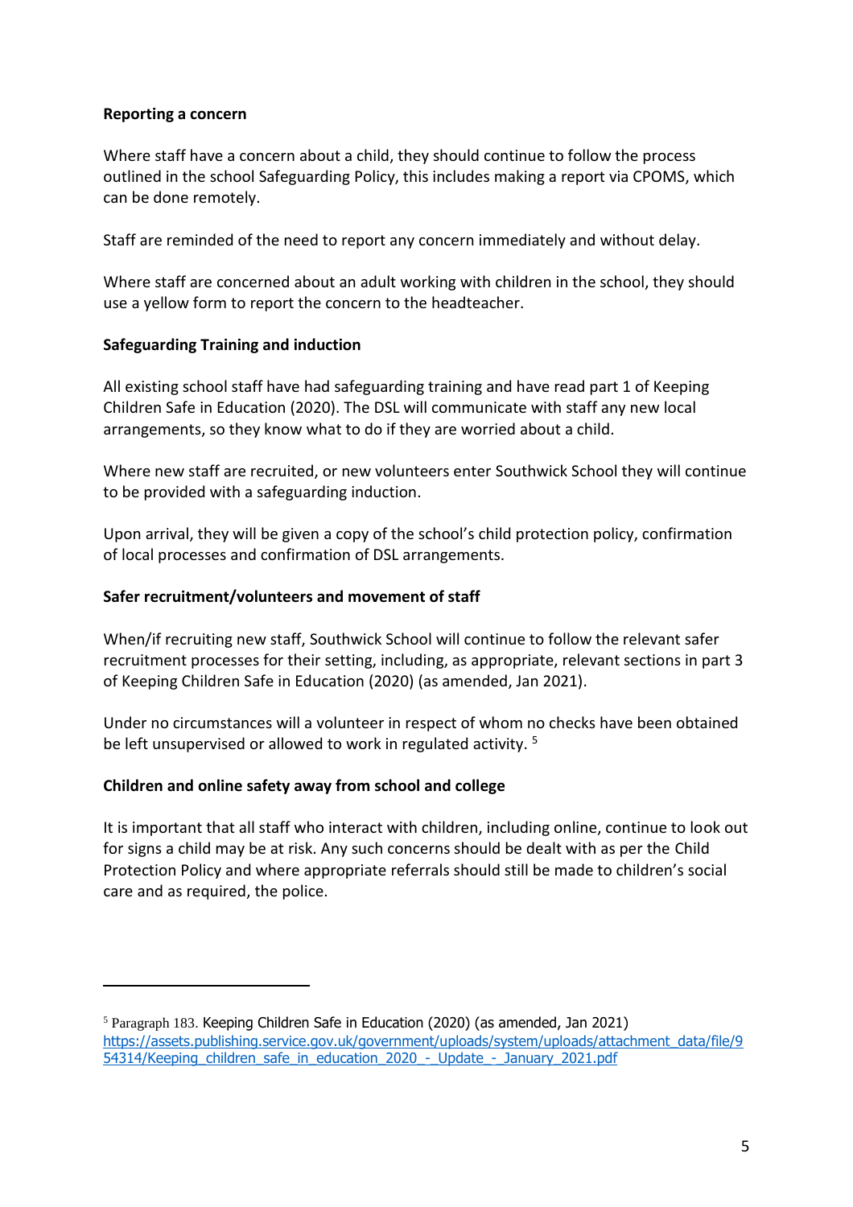**Reporting a concern**

Where staff have a concern about a child, they should continue to follow the process outlined in the school Safeguarding Policy, this includes making a report via CPOMS, which can be done remotely.

Staff are reminded of the need to report any concern immediately and without delay.

Where staff are concerned about an adult working with children in the school, they should use a yellow form to report the concern to the headteacher.

**Safeguarding Training and induction**

All existing school staff have had safeguarding training and have read part 1 of Keeping Children Safe in Education (2020). The DSL will communicate with staff any new local arrangements, so they know what to do if they are worried about a child.

Where new staff are recruited, or new volunteers enter Southwick School they will continue to be provided with a safeguarding induction.

Upon arrival, they will be given a copy of the school's child protection policy, confirmation of local processes and confirmation of DSL arrangements.

**Safer recruitment/volunteers and movement of staff**

When/if recruiting new staff, Southwick School will continue to follow the relevant safer recruitment processes for their setting, including, as appropriate, relevant sections in part 3 of Keeping Children Safe in Education (2020) (as amended, Jan 2021).

Under no circumstances will a volunteer in respect of whom no checks have been obtained be left unsupervised or allowed to work in regulated activity. [5]

**Children and online safety away from school and college**

It is important that all staff who interact with children, including online, continue to look out for signs a child may be at risk. Any such concerns should be dealt with as per the Child Protection Policy and where appropriate referrals should still be made to children's social care and as required, the police.

---

[5] Paragraph 183. Keeping Children Safe in Education (2020) (as amended, Jan 2021) https://assets.publishing.service.gov.uk/government/uploads/system/uploads/attachment_data/file/954314/Keeping_children_safe_in_education_2020_-_Update_-_January_2021.pdf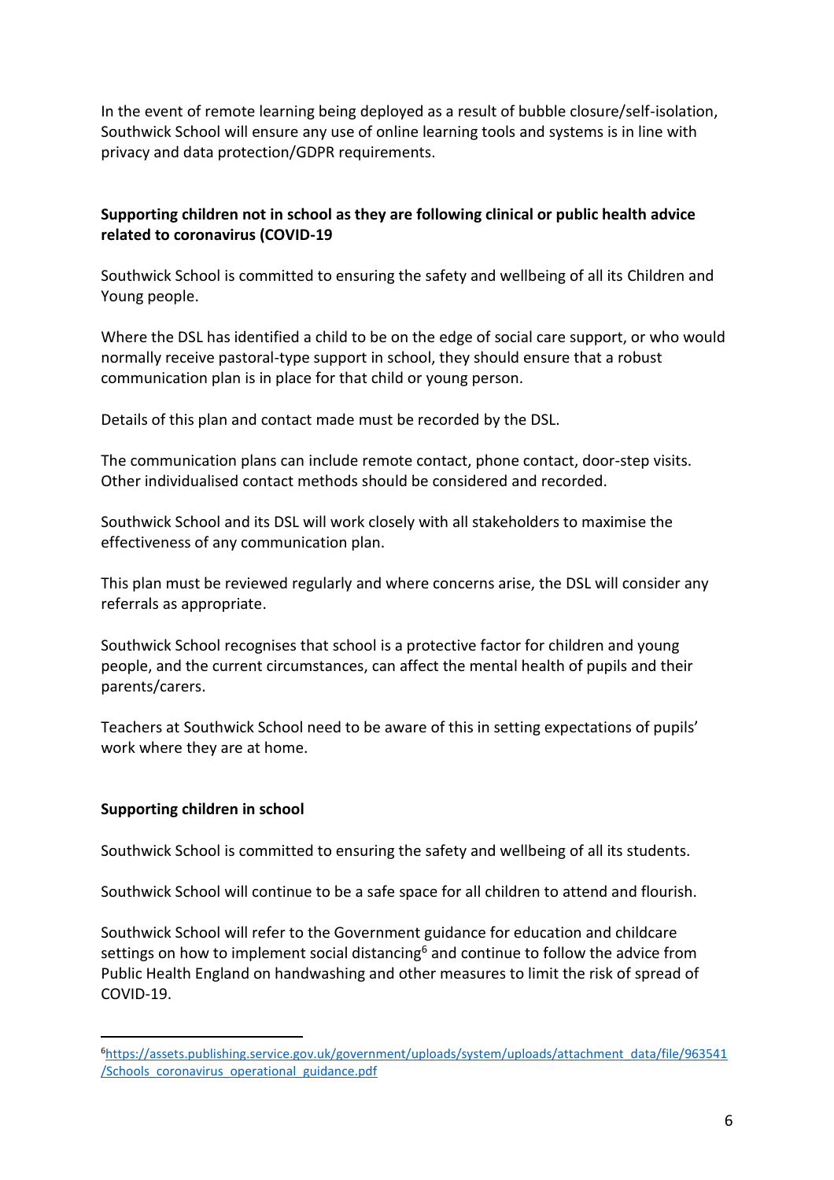In the event of remote learning being deployed as a result of bubble closure/self-isolation, Southwick School will ensure any use of online learning tools and systems is in line with privacy and data protection/GDPR requirements.

**Supporting children not in school as they are following clinical or public health advice related to coronavirus (COVID-19**

Southwick School is committed to ensuring the safety and wellbeing of all its Children and Young people.

Where the DSL has identified a child to be on the edge of social care support, or who would normally receive pastoral-type support in school, they should ensure that a robust communication plan is in place for that child or young person.

Details of this plan and contact made must be recorded by the DSL.

The communication plans can include remote contact, phone contact, door-step visits. Other individualised contact methods should be considered and recorded.

Southwick School and its DSL will work closely with all stakeholders to maximise the effectiveness of any communication plan.

This plan must be reviewed regularly and where concerns arise, the DSL will consider any referrals as appropriate.

Southwick School recognises that school is a protective factor for children and young people, and the current circumstances, can affect the mental health of pupils and their parents/carers.

Teachers at Southwick School need to be aware of this in setting expectations of pupils' work where they are at home.

**Supporting children in school**

Southwick School is committed to ensuring the safety and wellbeing of all its students.

Southwick School will continue to be a safe space for all children to attend and flourish.

Southwick School will refer to the Government guidance for education and childcare settings on how to implement social distancing[6] and continue to follow the advice from Public Health England on handwashing and other measures to limit the risk of spread of COVID-19.

---

[6] https://assets.publishing.service.gov.uk/government/uploads/system/uploads/attachment_data/file/963541/Schools_coronavirus_operational_guidance.pdf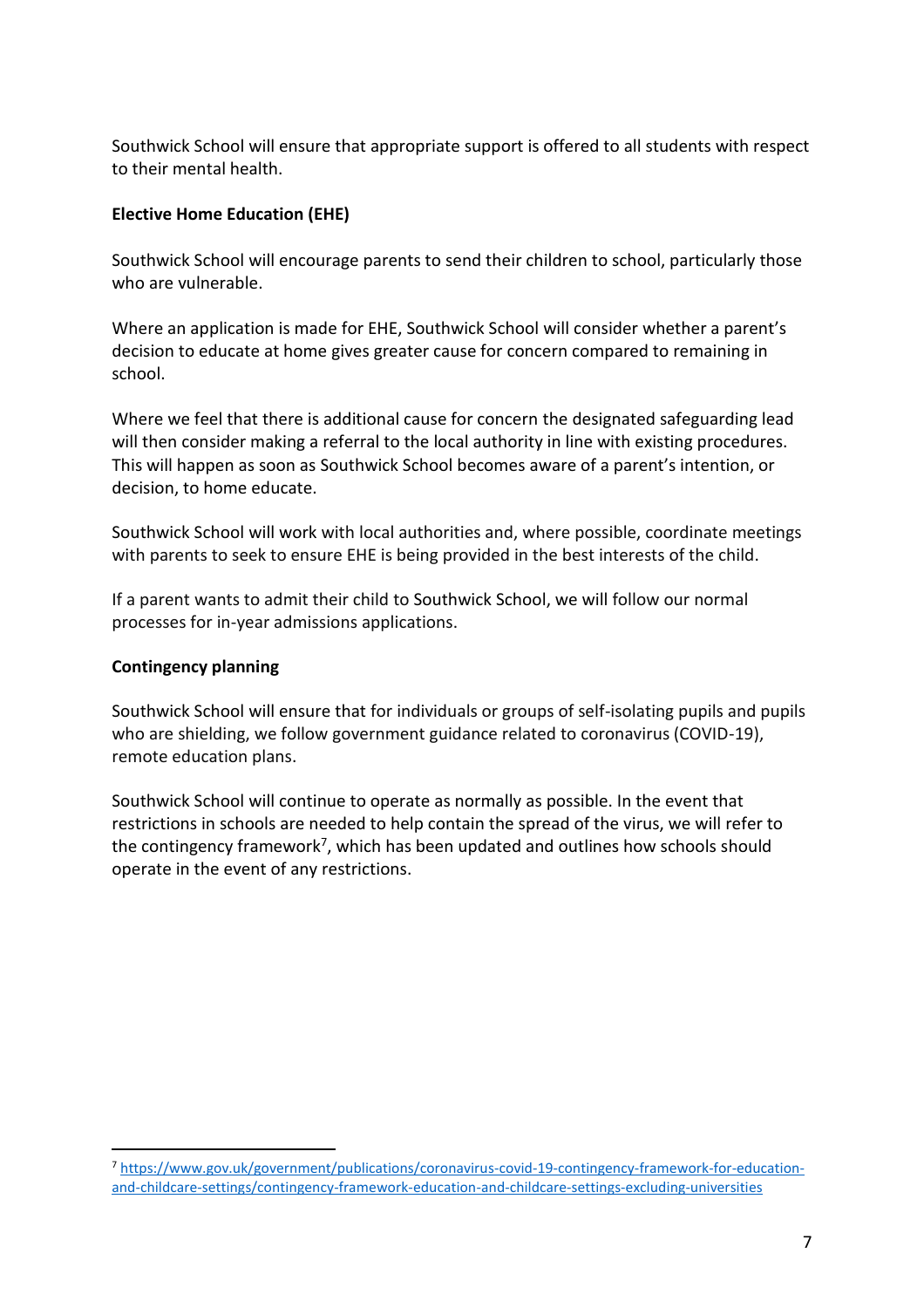Southwick School will ensure that appropriate support is offered to all students with respect to their mental health.

**Elective Home Education (EHE)**

Southwick School will encourage parents to send their children to school, particularly those who are vulnerable.

Where an application is made for EHE, Southwick School will consider whether a parent's decision to educate at home gives greater cause for concern compared to remaining in school.

Where we feel that there is additional cause for concern the designated safeguarding lead will then consider making a referral to the local authority in line with existing procedures. This will happen as soon as Southwick School becomes aware of a parent's intention, or decision, to home educate.

Southwick School will work with local authorities and, where possible, coordinate meetings with parents to seek to ensure EHE is being provided in the best interests of the child.

If a parent wants to admit their child to Southwick School, we will follow our normal processes for in-year admissions applications.

**Contingency planning**

Southwick School will ensure that for individuals or groups of self-isolating pupils and pupils who are shielding, we follow government guidance related to coronavirus (COVID-19), remote education plans.

Southwick School will continue to operate as normally as possible. In the event that restrictions in schools are needed to help contain the spread of the virus, we will refer to the contingency framework[7], which has been updated and outlines how schools should operate in the event of any restrictions.

---

[7] https://www.gov.uk/government/publications/coronavirus-covid-19-contingency-framework-for-education-and-childcare-settings/contingency-framework-education-and-childcare-settings-excluding-universities